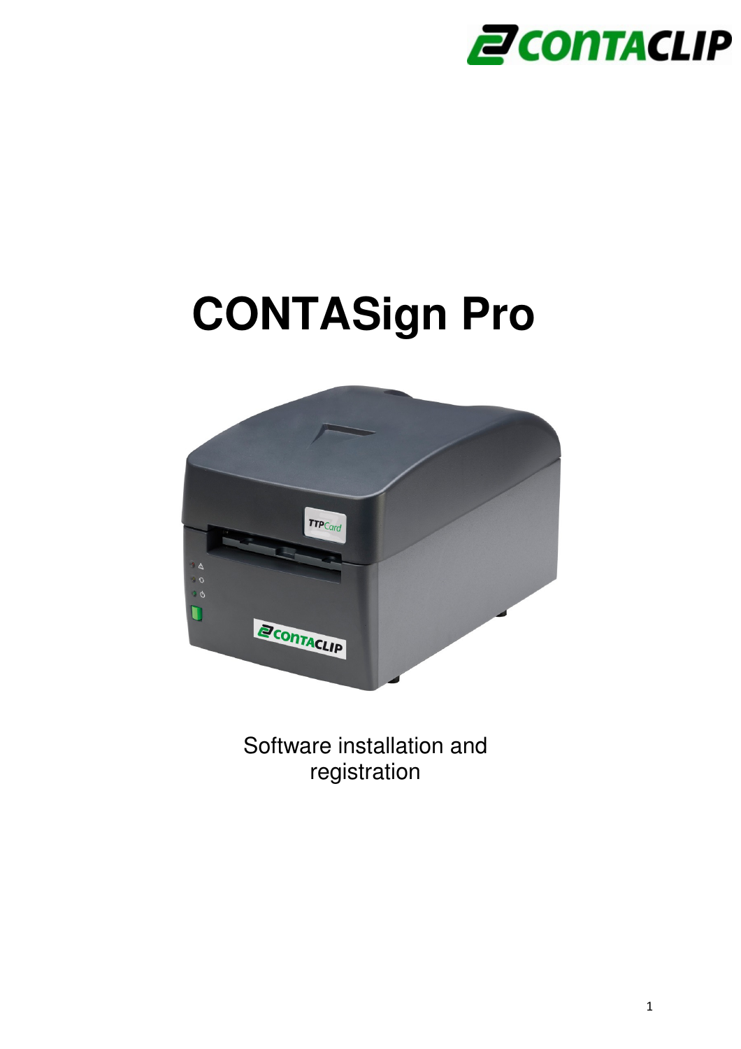# CONTASign Pro

Software installation and registration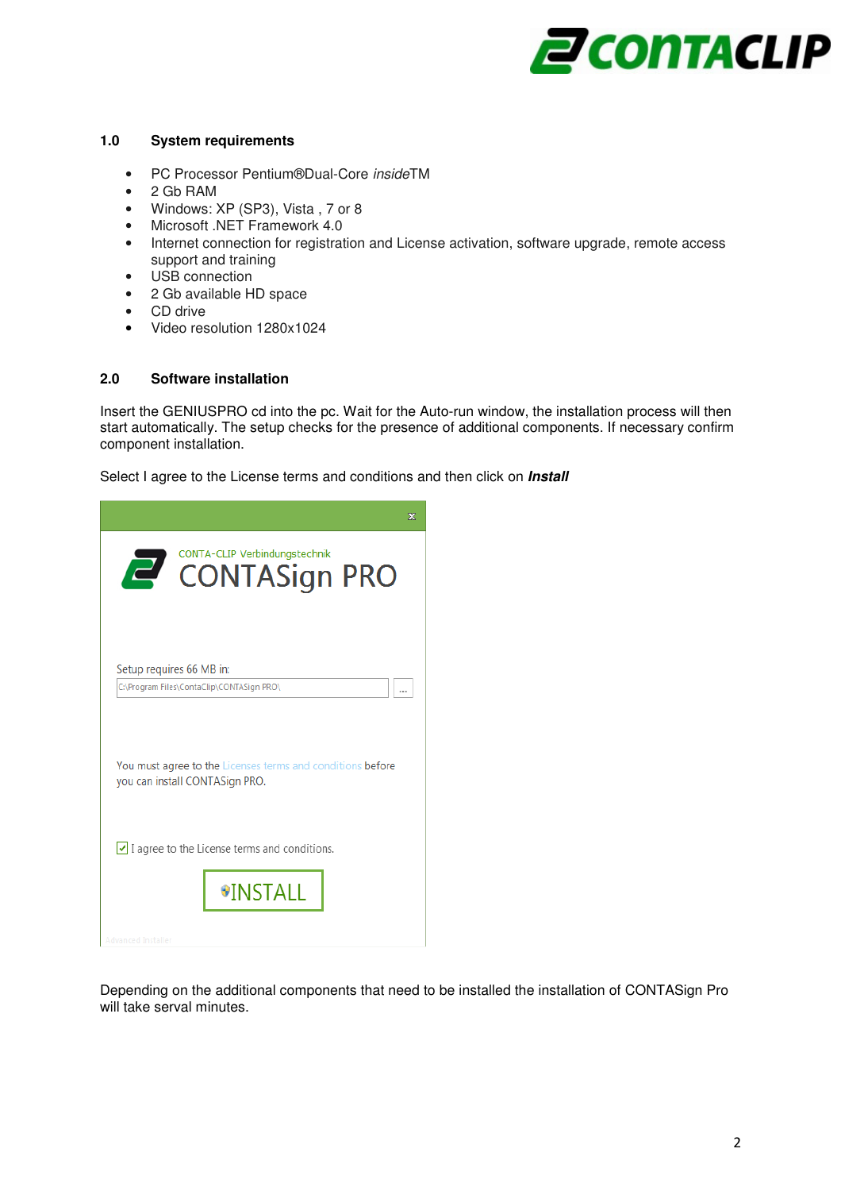## 1.0 System requirements

- PC Processor Pentium®Dual-Core *inside*TM
- 2 Gb RAM
- Windows: XP (SP3), Vista , 7 or 8
- Microsoft .NET Framework 4.0
- Internet connection for registration and License activation, software upgrade, remote access support and training
- USB connection
- 2 Gb available HD space
- CD drive
- Video resolution 1280x1024

## 2.0 Software installation

Insert the GENIUSPRO cd into the pc. Wait for the Auto-run window, the installation process will then start automatically. The setup checks for the presence of additional components. If necessary confirm component installation.

Select I agree to the License terms and conditions and then click on ***Install***

Depending on the additional components that need to be installed the installation of CONTASign Pro will take serval minutes.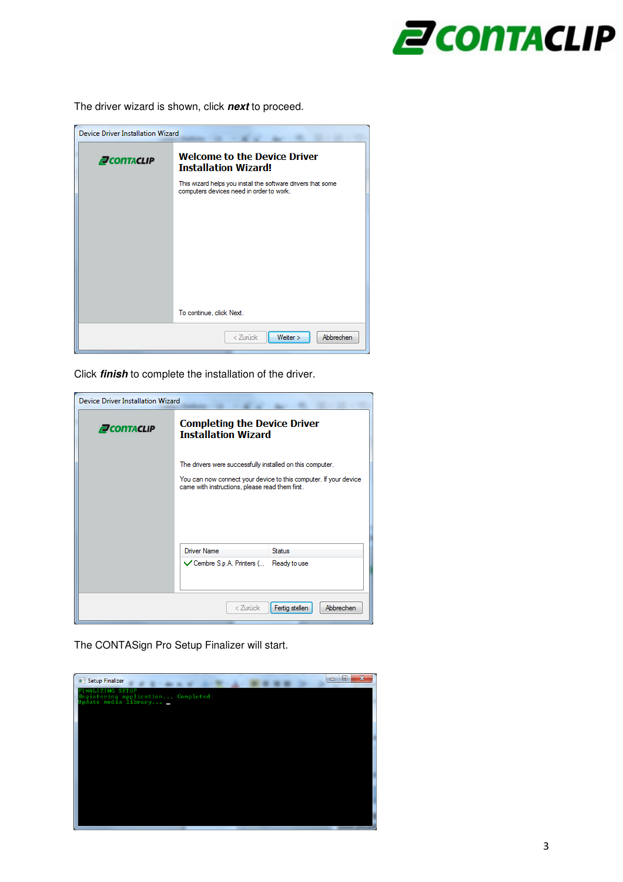The driver wizard is shown, click ***next*** to proceed.

Device Driver Installation Wizard

**Welcome to the Device Driver Installation Wizard!**

This wizard helps you install the software drivers that some computers devices need in order to work.

To continue, click Next.

< Zurück | Weiter > | Abbrechen

Click ***finish*** to complete the installation of the driver.

Device Driver Installation Wizard

**Completing the Device Driver Installation Wizard**

The drivers were successfully installed on this computer.

You can now connect your device to this computer. If your device came with instructions, please read them first.

| Driver Name | Status |
|---|---|
| ✓ Cembre S.p.A. Printers (... | Ready to use |

< Zurück | Fertig stellen | Abbrechen

The CONTASign Pro Setup Finalizer will start.

Setup Finalizer

```
FINALIZING SETUP
Registering application... Completed
Update media library... _
```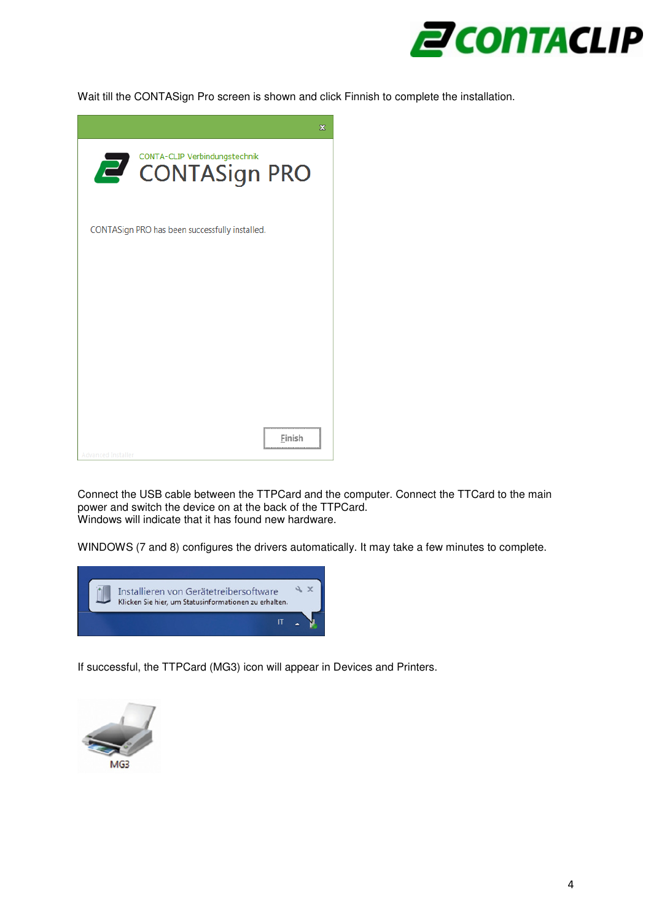Wait till the CONTASign Pro screen is shown and click Finnish to complete the installation.

Connect the USB cable between the TTPCard and the computer. Connect the TTCard to the main power and switch the device on at the back of the TTPCard.
Windows will indicate that it has found new hardware.

WINDOWS (7 and 8) configures the drivers automatically. It may take a few minutes to complete.

If successful, the TTPCard (MG3) icon will appear in Devices and Printers.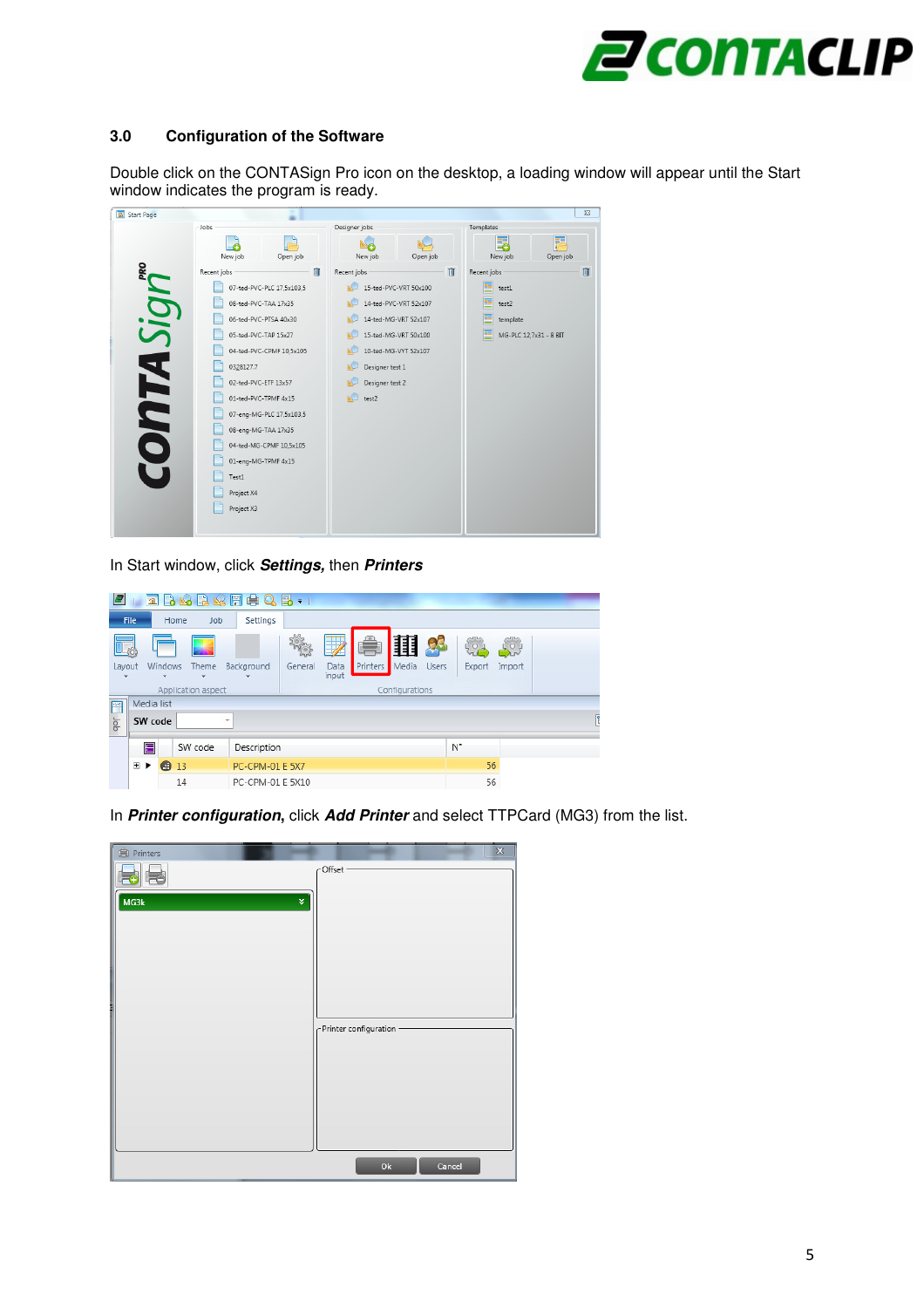## 3.0 Configuration of the Software

Double click on the CONTASign Pro icon on the desktop, a loading window will appear until the Start window indicates the program is ready.

In Start window, click ***Settings,*** then ***Printers***

In ***Printer configuration***, click ***Add Printer*** and select TTPCard (MG3) from the list.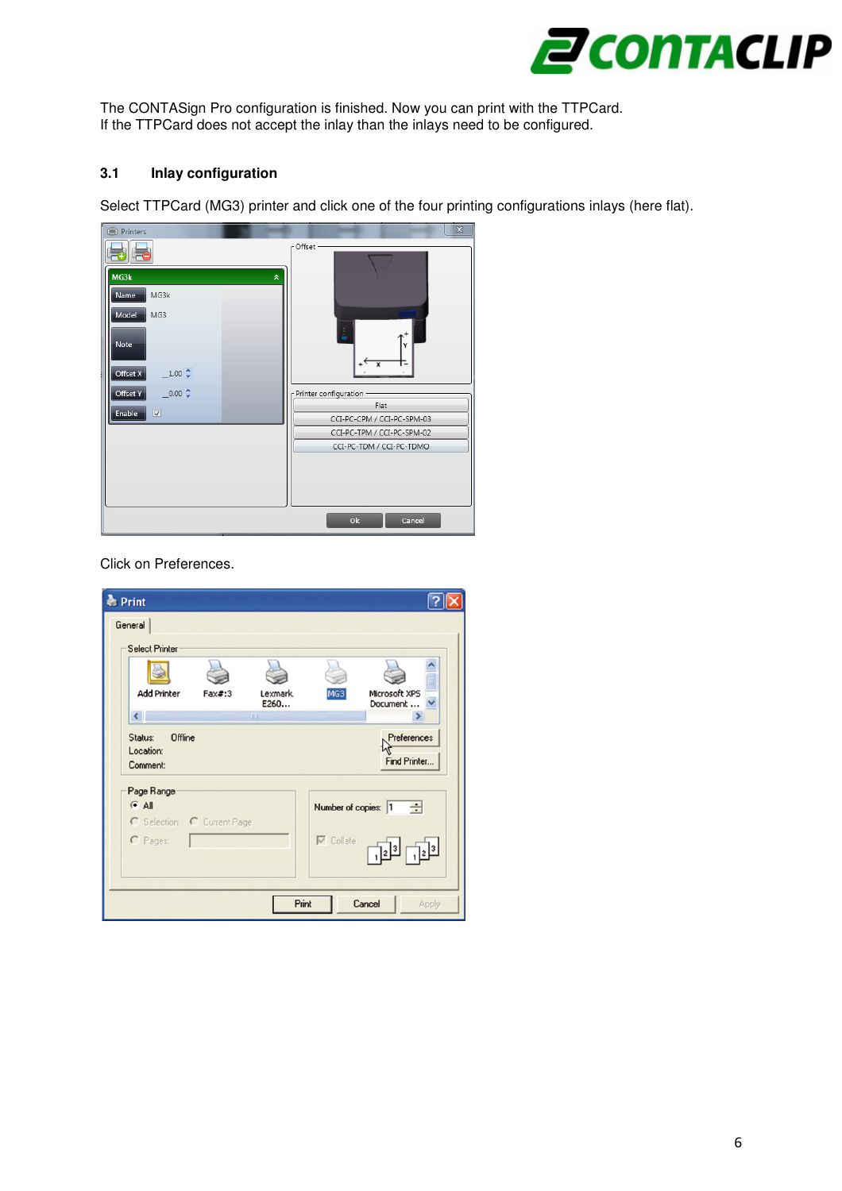The CONTASign Pro configuration is finished. Now you can print with the TTPCard.
If the TTPCard does not accept the inlay than the inlays need to be configured.

## 3.1 Inlay configuration

Select TTPCard (MG3) printer and click one of the four printing configurations inlays (here flat).

Click on Preferences.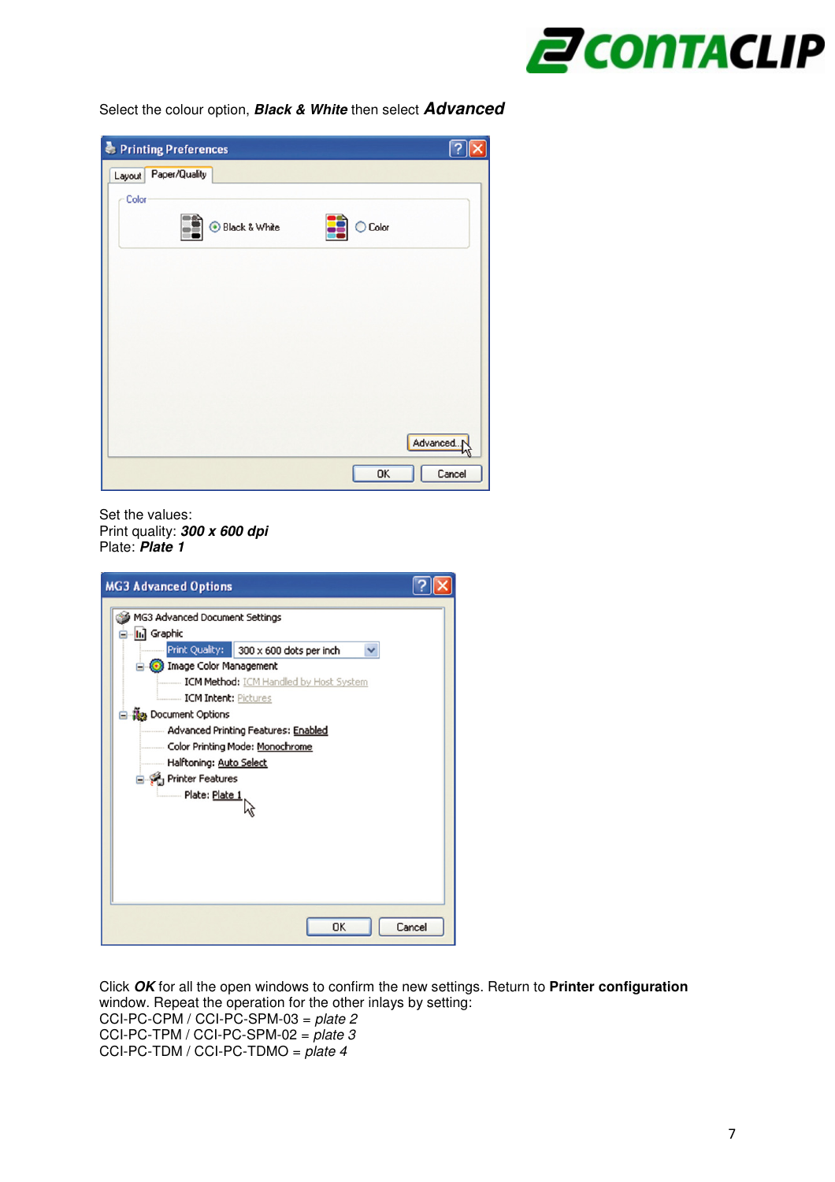Select the colour option, ***Black & White*** then select ***Advanced***

Set the values:
Print quality: ***300 x 600 dpi***
Plate: ***Plate 1***

Click ***OK*** for all the open windows to confirm the new settings. Return to **Printer configuration** window. Repeat the operation for the other inlays by setting:
CCI-PC-CPM / CCI-PC-SPM-03 = *plate 2*
CCI-PC-TPM / CCI-PC-SPM-02 = *plate 3*
CCI-PC-TDM / CCI-PC-TDMO = *plate 4*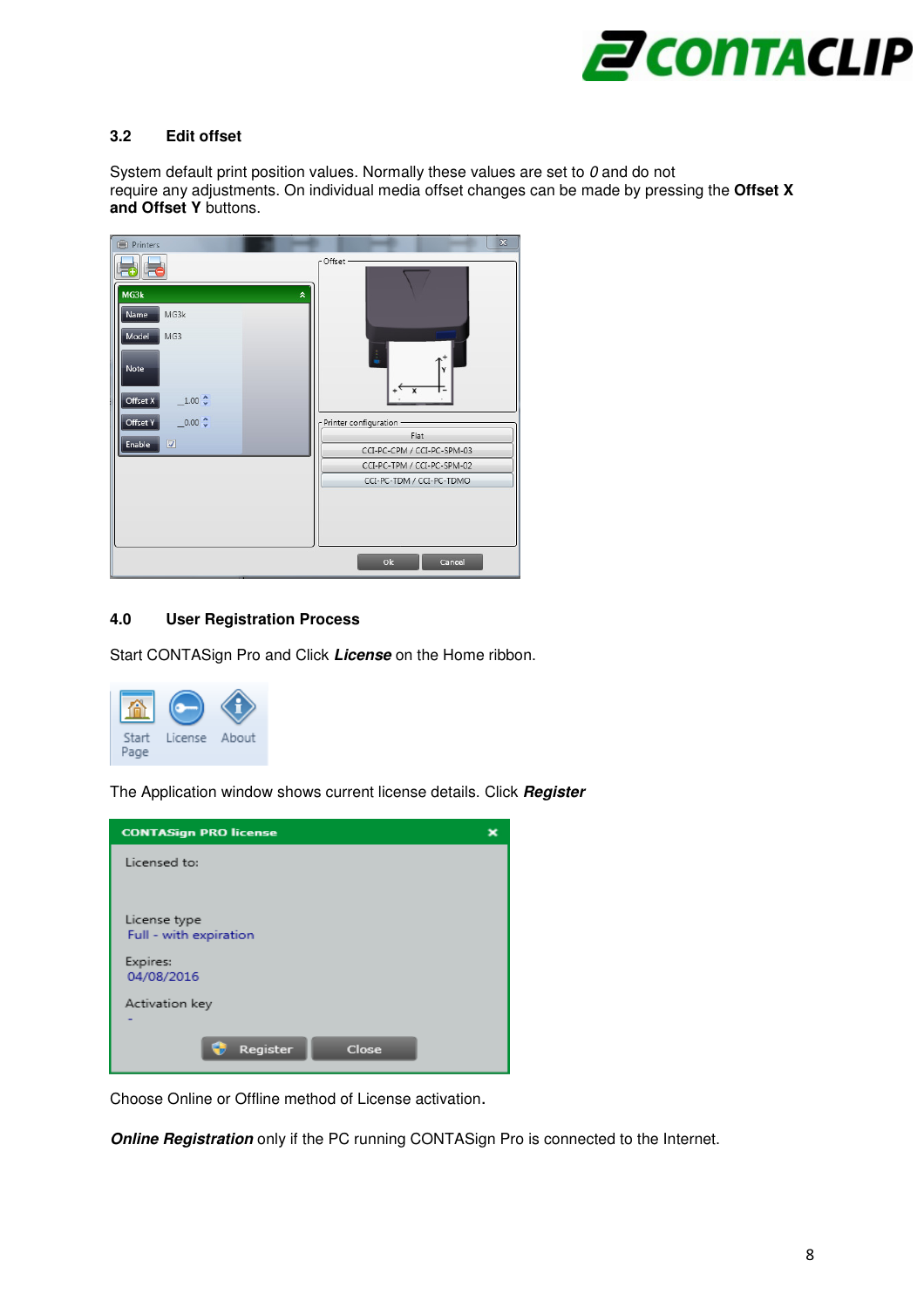## 3.2 Edit offset

System default print position values. Normally these values are set to *0* and do not require any adjustments. On individual media offset changes can be made by pressing the **Offset X and Offset Y** buttons.

## 4.0 User Registration Process

Start CONTASign Pro and Click ***License*** on the Home ribbon.

The Application window shows current license details. Click ***Register***

Choose Online or Offline method of License activation.

***Online Registration*** only if the PC running CONTASign Pro is connected to the Internet.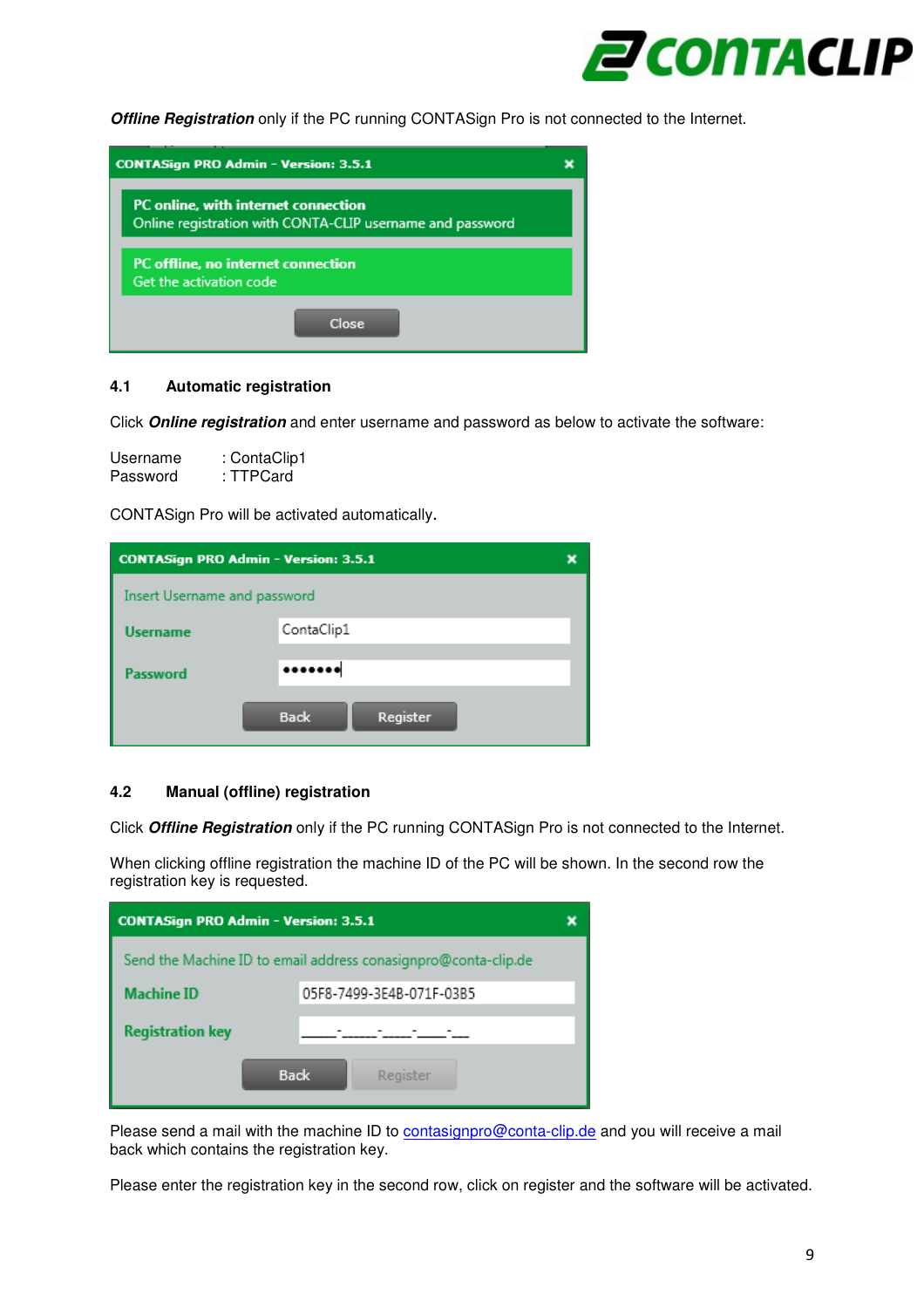***Offline Registration*** only if the PC running CONTASign Pro is not connected to the Internet.

CONTASign PRO Admin - Version: 3.5.1

PC online, with internet connection
Online registration with CONTA-CLIP username and password

PC offline, no internet connection
Get the activation code

Close

### 4.1 Automatic registration

Click ***Online registration*** and enter username and password as below to activate the software:

Username : ContaClip1
Password : TTPCard

CONTASign Pro will be activated automatically.

CONTASign PRO Admin - Version: 3.5.1

Insert Username and password

Username ContaClip1

Password •••••••

Back Register

### 4.2 Manual (offline) registration

Click ***Offline Registration*** only if the PC running CONTASign Pro is not connected to the Internet.

When clicking offline registration the machine ID of the PC will be shown. In the second row the registration key is requested.

CONTASign PRO Admin - Version: 3.5.1

Send the Machine ID to email address conasignpro@conta-clip.de

Machine ID 05F8-7499-3E4B-071F-03B5

Registration key

Back Register

Please send a mail with the machine ID to contasignpro@conta-clip.de and you will receive a mail back which contains the registration key.

Please enter the registration key in the second row, click on register and the software will be activated.